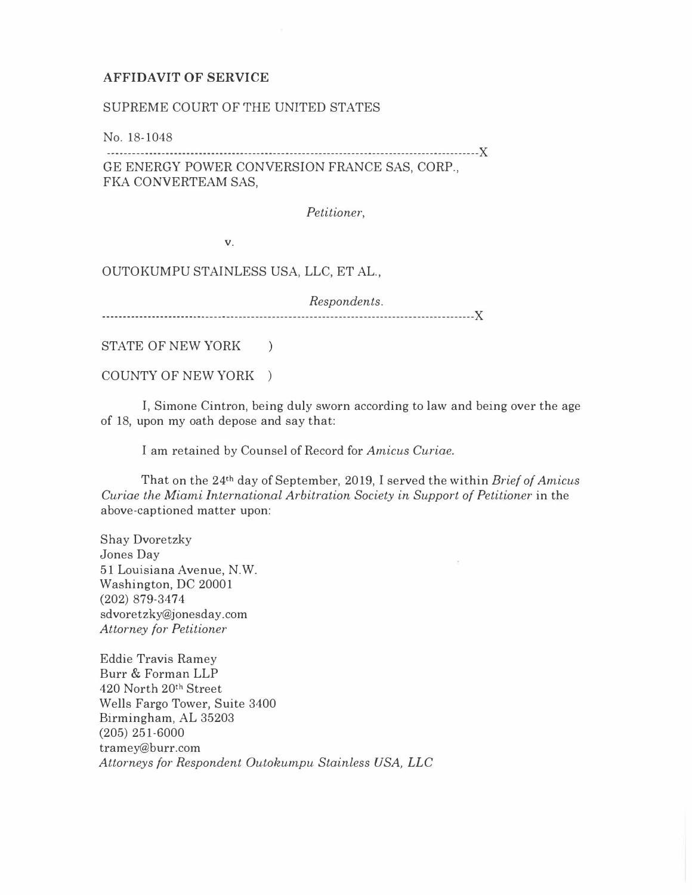**AFFIDAVIT OF SERVICE**

SUPREME COURT OF THE UNITED STATES

No. 18-1048

------------------------------------------------------------------------------------------X

GE ENERGY POWER CONVERSION FRANCE SAS, CORP., FKA CONVERTEAM SAS,

*Petitioner*,

v.

OUTOKUMPU STAINLESS USA, LLC, ET AL.,

*Respondents*.

------------------------------------------------------------------------------------------X

STATE OF NEW YORK )

COUNTY OF NEW YORK )

I, Simone Cintron, being duly sworn according to law and being over the age of 18, upon my oath depose and say that:

I am retained by Counsel of Record for *Amicus Curiae*.

That on the 24th day of September, 2019, I served the within *Brief of Amicus Curiae the Miami International Arbitration Society in Support of Petitioner* in the above-captioned matter upon:

Shay Dvoretzky
Jones Day
51 Louisiana Avenue, N.W.
Washington, DC 20001
(202) 879-3474
sdvoretzky@jonesday.com
*Attorney for Petitioner*

Eddie Travis Ramey
Burr & Forman LLP
420 North 20th Street
Wells Fargo Tower, Suite 3400
Birmingham, AL 35203
(205) 251-6000
tramey@burr.com
*Attorneys for Respondent Outokumpu Stainless USA, LLC*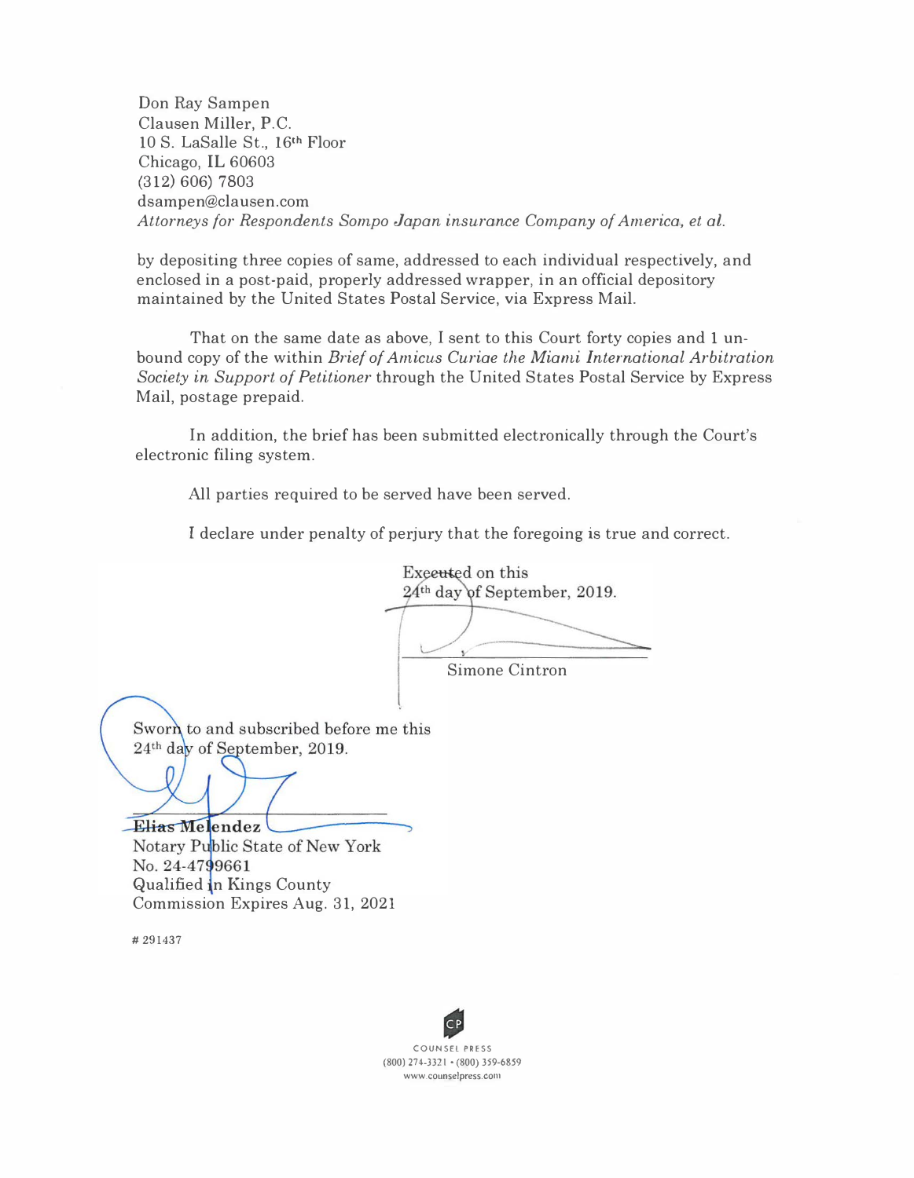Don Ray Sampen
Clausen Miller, P.C.
10 S. LaSalle St., 16th Floor
Chicago, IL 60603
(312) 606) 7803
dsampen@clausen.com
*Attorneys for Respondents Sompo Japan insurance Company of America, et al.*

by depositing three copies of same, addressed to each individual respectively, and enclosed in a post-paid, properly addressed wrapper, in an official depository maintained by the United States Postal Service, via Express Mail.

That on the same date as above, I sent to this Court forty copies and 1 un-bound copy of the within *Brief of Amicus Curiae the Miami International Arbitration Society in Support of Petitioner* through the United States Postal Service by Express Mail, postage prepaid.

In addition, the brief has been submitted electronically through the Court's electronic filing system.

All parties required to be served have been served.

I declare under penalty of perjury that the foregoing is true and correct.

Executed on this
24th day of September, 2019.

Simone Cintron

Sworn to and subscribed before me this
24th day of September, 2019.

**Elias Melendez**
Notary Public State of New York
No. 24-4799661
Qualified in Kings County
Commission Expires Aug. 31, 2021

# 291437

COUNSEL PRESS
(800) 274-3321 • (800) 359-6859
www.counselpress.com